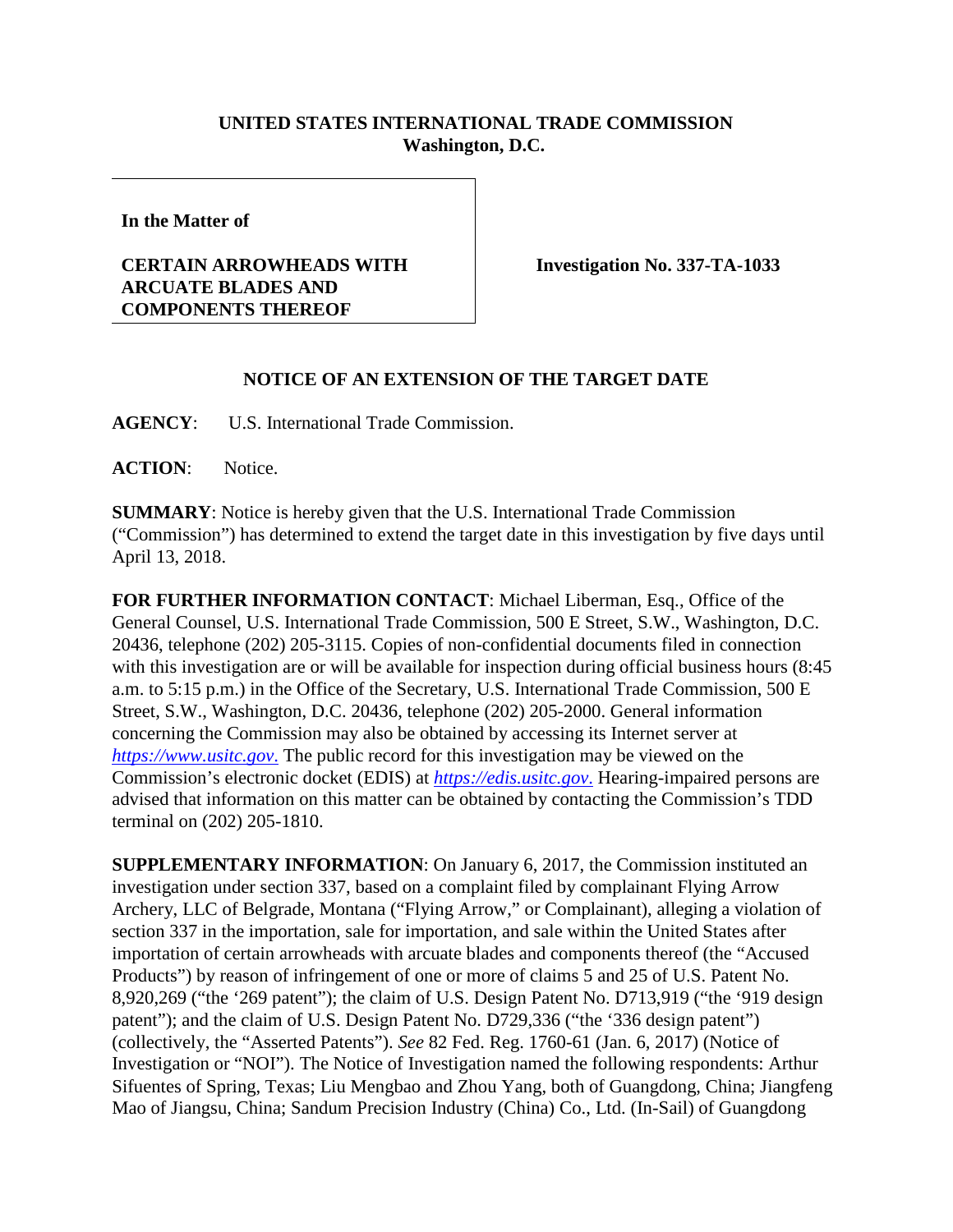**UNITED STATES INTERNATIONAL TRADE COMMISSION**
**Washington, D.C.**

| **In the Matter of** **CERTAIN ARROWHEADS WITH ARCUATE BLADES AND COMPONENTS THEREOF** | **Investigation No. 337-TA-1033** |
|---|---|

## NOTICE OF AN EXTENSION OF THE TARGET DATE

**AGENCY**: U.S. International Trade Commission.

**ACTION**: Notice.

**SUMMARY**: Notice is hereby given that the U.S. International Trade Commission ("Commission") has determined to extend the target date in this investigation by five days until April 13, 2018.

**FOR FURTHER INFORMATION CONTACT**: Michael Liberman, Esq., Office of the General Counsel, U.S. International Trade Commission, 500 E Street, S.W., Washington, D.C. 20436, telephone (202) 205-3115. Copies of non-confidential documents filed in connection with this investigation are or will be available for inspection during official business hours (8:45 a.m. to 5:15 p.m.) in the Office of the Secretary, U.S. International Trade Commission, 500 E Street, S.W., Washington, D.C. 20436, telephone (202) 205-2000. General information concerning the Commission may also be obtained by accessing its Internet server at *https://www.usitc.gov*. The public record for this investigation may be viewed on the Commission's electronic docket (EDIS) at *https://edis.usitc.gov*. Hearing-impaired persons are advised that information on this matter can be obtained by contacting the Commission's TDD terminal on (202) 205-1810.

**SUPPLEMENTARY INFORMATION**: On January 6, 2017, the Commission instituted an investigation under section 337, based on a complaint filed by complainant Flying Arrow Archery, LLC of Belgrade, Montana ("Flying Arrow," or Complainant), alleging a violation of section 337 in the importation, sale for importation, and sale within the United States after importation of certain arrowheads with arcuate blades and components thereof (the "Accused Products") by reason of infringement of one or more of claims 5 and 25 of U.S. Patent No. 8,920,269 ("the '269 patent"); the claim of U.S. Design Patent No. D713,919 ("the '919 design patent"); and the claim of U.S. Design Patent No. D729,336 ("the '336 design patent") (collectively, the "Asserted Patents"). *See* 82 Fed. Reg. 1760-61 (Jan. 6, 2017) (Notice of Investigation or "NOI"). The Notice of Investigation named the following respondents: Arthur Sifuentes of Spring, Texas; Liu Mengbao and Zhou Yang, both of Guangdong, China; Jiangfeng Mao of Jiangsu, China; Sandum Precision Industry (China) Co., Ltd. (In-Sail) of Guangdong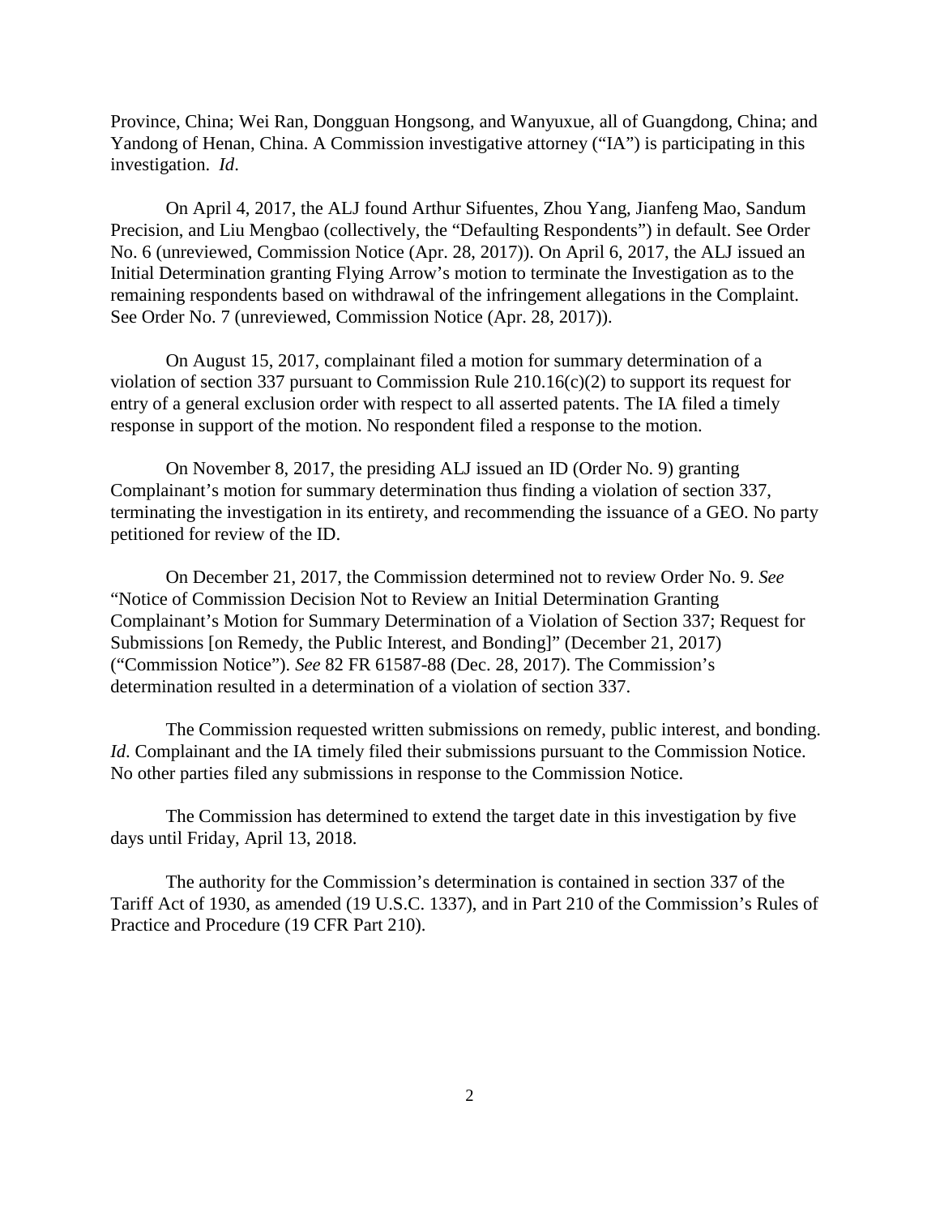Province, China; Wei Ran, Dongguan Hongsong, and Wanyuxue, all of Guangdong, China; and Yandong of Henan, China. A Commission investigative attorney ("IA") is participating in this investigation. *Id*.

On April 4, 2017, the ALJ found Arthur Sifuentes, Zhou Yang, Jianfeng Mao, Sandum Precision, and Liu Mengbao (collectively, the "Defaulting Respondents") in default. See Order No. 6 (unreviewed, Commission Notice (Apr. 28, 2017)). On April 6, 2017, the ALJ issued an Initial Determination granting Flying Arrow's motion to terminate the Investigation as to the remaining respondents based on withdrawal of the infringement allegations in the Complaint. See Order No. 7 (unreviewed, Commission Notice (Apr. 28, 2017)).

On August 15, 2017, complainant filed a motion for summary determination of a violation of section 337 pursuant to Commission Rule 210.16(c)(2) to support its request for entry of a general exclusion order with respect to all asserted patents. The IA filed a timely response in support of the motion. No respondent filed a response to the motion.

On November 8, 2017, the presiding ALJ issued an ID (Order No. 9) granting Complainant's motion for summary determination thus finding a violation of section 337, terminating the investigation in its entirety, and recommending the issuance of a GEO. No party petitioned for review of the ID.

On December 21, 2017, the Commission determined not to review Order No. 9. *See* "Notice of Commission Decision Not to Review an Initial Determination Granting Complainant's Motion for Summary Determination of a Violation of Section 337; Request for Submissions [on Remedy, the Public Interest, and Bonding]" (December 21, 2017) ("Commission Notice"). *See* 82 FR 61587-88 (Dec. 28, 2017). The Commission's determination resulted in a determination of a violation of section 337.

The Commission requested written submissions on remedy, public interest, and bonding. *Id*. Complainant and the IA timely filed their submissions pursuant to the Commission Notice. No other parties filed any submissions in response to the Commission Notice.

The Commission has determined to extend the target date in this investigation by five days until Friday, April 13, 2018.

The authority for the Commission's determination is contained in section 337 of the Tariff Act of 1930, as amended (19 U.S.C. 1337), and in Part 210 of the Commission's Rules of Practice and Procedure (19 CFR Part 210).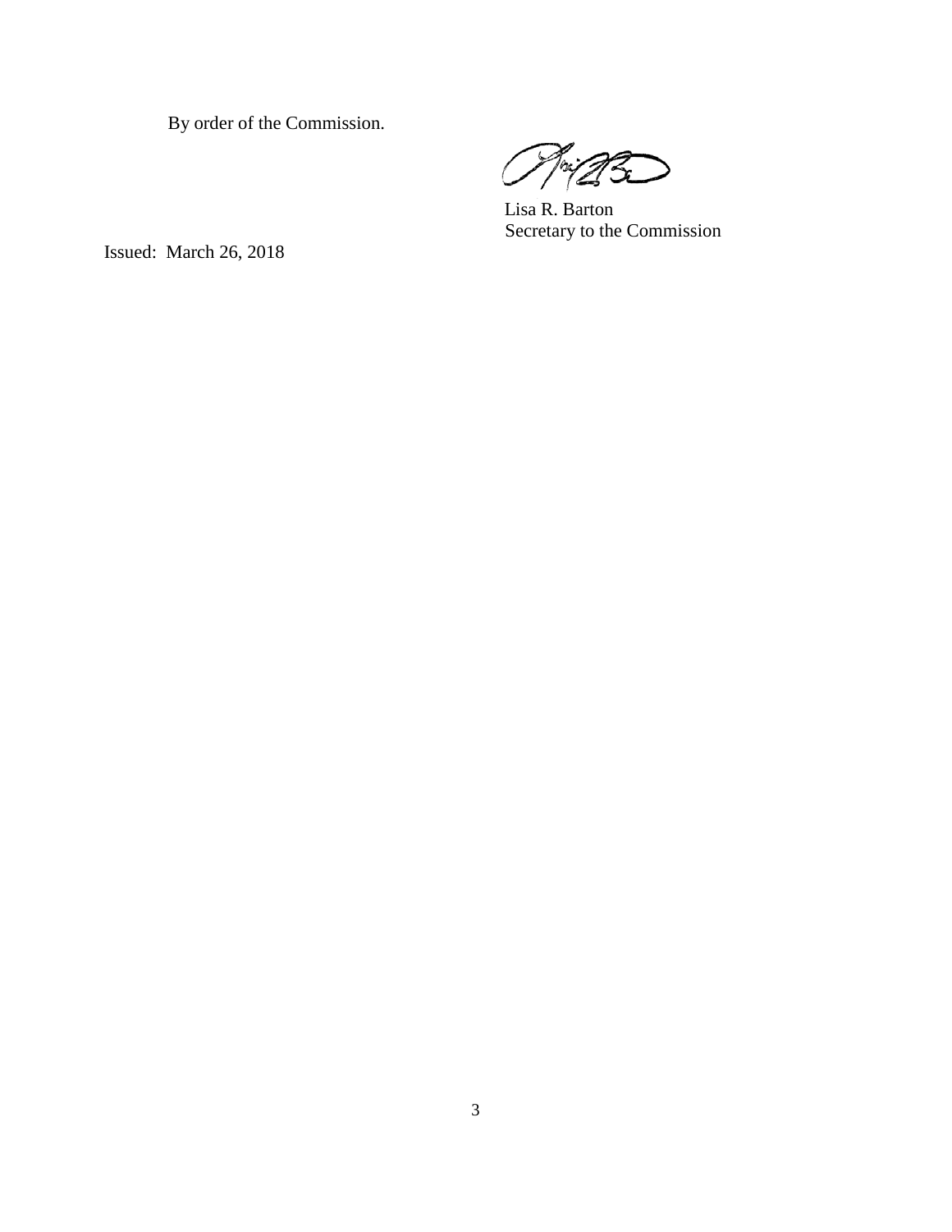By order of the Commission.

Lisa R. Barton
Secretary to the Commission

Issued: March 26, 2018